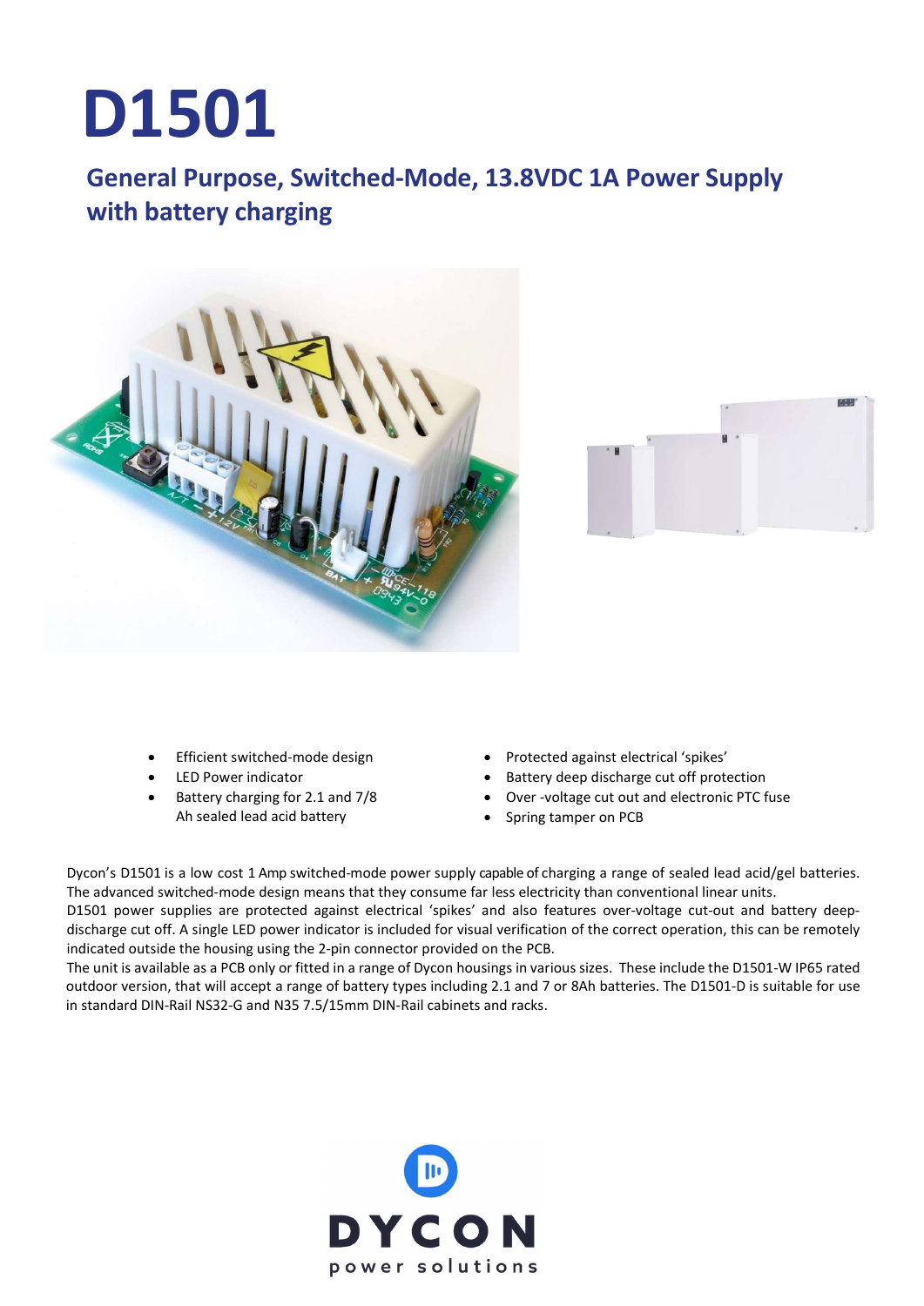# D1501

## General Purpose, Switched-Mode, 13.8VDC 1A Power Supply with battery charging

- Efficient switched-mode design
- LED Power indicator
- Battery charging for 2.1 and 7/8 Ah sealed lead acid battery
- Protected against electrical 'spikes'
- Battery deep discharge cut off protection
- Over -voltage cut out and electronic PTC fuse
- Spring tamper on PCB

Dycon's D1501 is a low cost 1 Amp switched-mode power supply capable of charging a range of sealed lead acid/gel batteries. The advanced switched-mode design means that they consume far less electricity than conventional linear units.
D1501 power supplies are protected against electrical 'spikes' and also features over-voltage cut-out and battery deep-discharge cut off. A single LED power indicator is included for visual verification of the correct operation, this can be remotely indicated outside the housing using the 2-pin connector provided on the PCB.
The unit is available as a PCB only or fitted in a range of Dycon housings in various sizes. These include the D1501-W IP65 rated outdoor version, that will accept a range of battery types including 2.1 and 7 or 8Ah batteries. The D1501-D is suitable for use in standard DIN-Rail NS32-G and N35 7.5/15mm DIN-Rail cabinets and racks.

DYCON
power solutions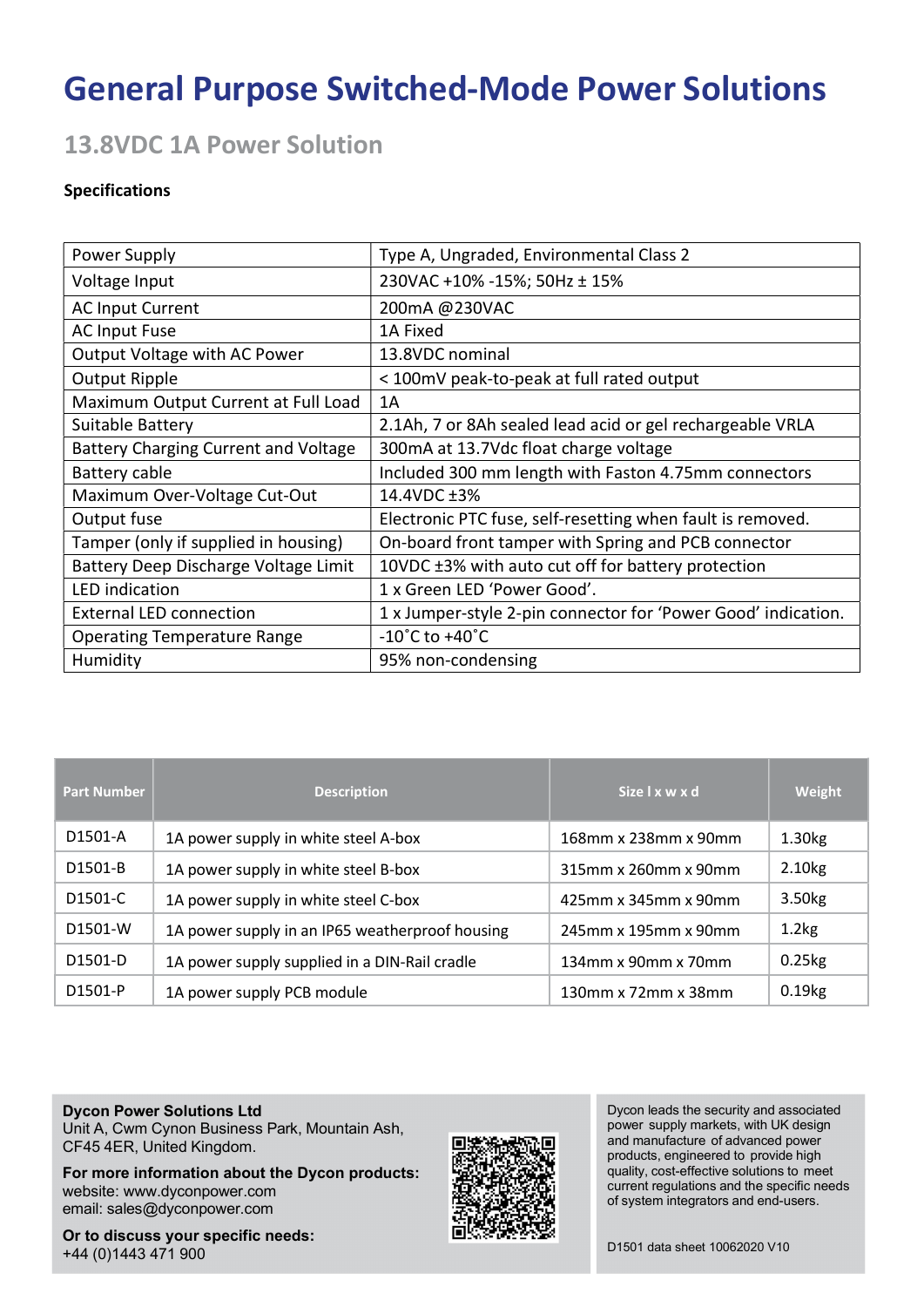# General Purpose Switched-Mode Power Solutions

## 13.8VDC 1A Power Solution

**Specifications**

| | |
|---|---|
| Power Supply | Type A, Ungraded, Environmental Class 2 |
| Voltage Input | 230VAC +10% -15%; 50Hz ± 15% |
| AC Input Current | 200mA @230VAC |
| AC Input Fuse | 1A Fixed |
| Output Voltage with AC Power | 13.8VDC nominal |
| Output Ripple | < 100mV peak-to-peak at full rated output |
| Maximum Output Current at Full Load | 1A |
| Suitable Battery | 2.1Ah, 7 or 8Ah sealed lead acid or gel rechargeable VRLA |
| Battery Charging Current and Voltage | 300mA at 13.7Vdc float charge voltage |
| Battery cable | Included 300 mm length with Faston 4.75mm connectors |
| Maximum Over-Voltage Cut-Out | 14.4VDC ±3% |
| Output fuse | Electronic PTC fuse, self-resetting when fault is removed. |
| Tamper (only if supplied in housing) | On-board front tamper with Spring and PCB connector |
| Battery Deep Discharge Voltage Limit | 10VDC ±3% with auto cut off for battery protection |
| LED indication | 1 x Green LED 'Power Good'. |
| External LED connection | 1 x Jumper-style 2-pin connector for 'Power Good' indication. |
| Operating Temperature Range | -10˚C to +40˚C |
| Humidity | 95% non-condensing |

| Part Number | Description | Size l x w x d | Weight |
|---|---|---|---|
| D1501-A | 1A power supply in white steel A-box | 168mm x 238mm x 90mm | 1.30kg |
| D1501-B | 1A power supply in white steel B-box | 315mm x 260mm x 90mm | 2.10kg |
| D1501-C | 1A power supply in white steel C-box | 425mm x 345mm x 90mm | 3.50kg |
| D1501-W | 1A power supply in an IP65 weatherproof housing | 245mm x 195mm x 90mm | 1.2kg |
| D1501-D | 1A power supply supplied in a DIN-Rail cradle | 134mm x 90mm x 70mm | 0.25kg |
| D1501-P | 1A power supply PCB module | 130mm x 72mm x 38mm | 0.19kg |

**Dycon Power Solutions Ltd**
Unit A, Cwm Cynon Business Park, Mountain Ash, CF45 4ER, United Kingdom.

**For more information about the Dycon products:**
website: www.dyconpower.com
email: sales@dyconpower.com

**Or to discuss your specific needs:**
+44 (0)1443 471 900

Dycon leads the security and associated power supply markets, with UK design and manufacture of advanced power products, engineered to provide high quality, cost-effective solutions to meet current regulations and the specific needs of system integrators and end-users.

D1501 data sheet 10062020 V10